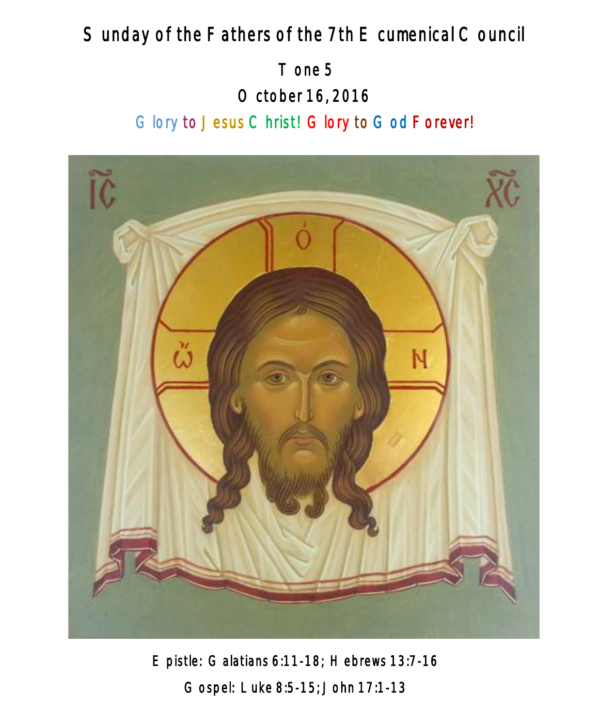# Sunday of the Fathers of the 7th Ecumenical Council

Tone 5

October 16, 2016

Glory to Jesus Christ! Glory to God Forever!

Epistle: Galatians 6:11-18; Hebrews 13:7-16

Gospel: Luke 8:5-15; John 17:1-13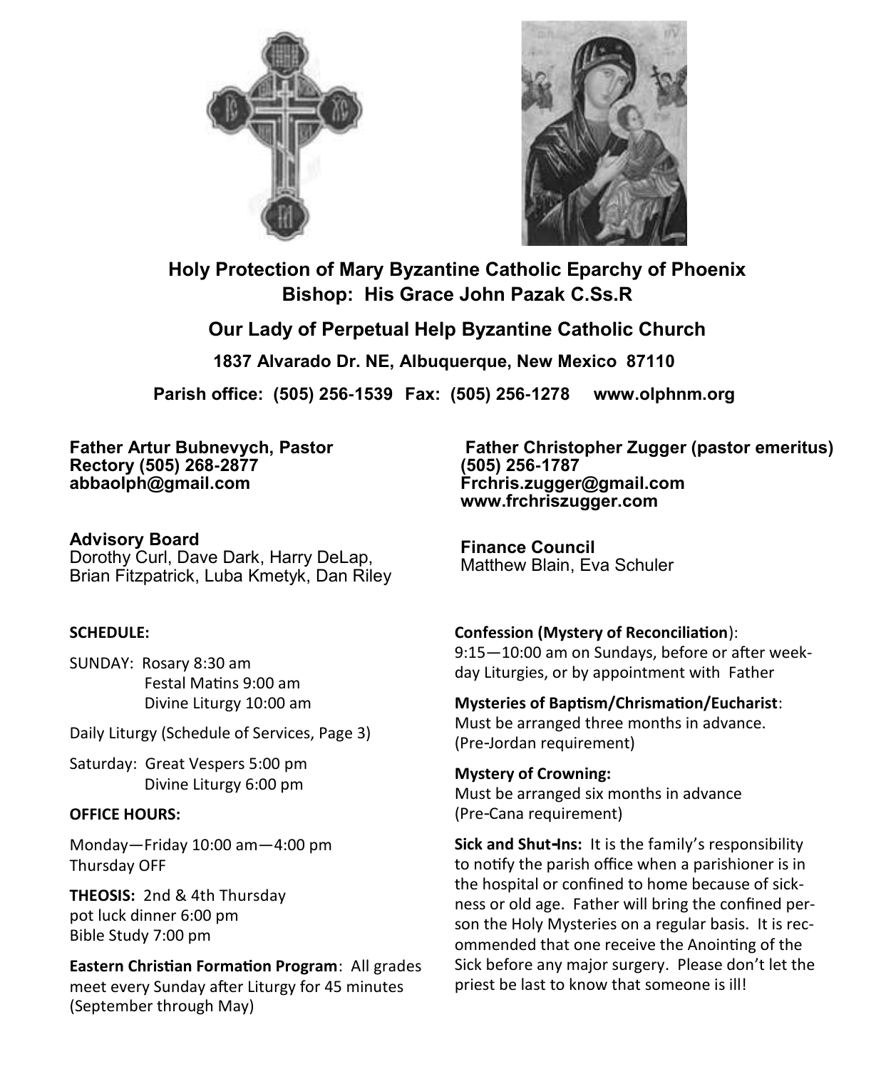**Holy Protection of Mary Byzantine Catholic Eparchy of Phoenix**
**Bishop: His Grace John Pazak C.Ss.R**

## Our Lady of Perpetual Help Byzantine Catholic Church

**1837 Alvarado Dr. NE, Albuquerque, New Mexico 87110**

**Parish office: (505) 256-1539 Fax: (505) 256-1278 www.olphnm.org**

**Father Artur Bubnevych, Pastor**
**Rectory (505) 268-2877**
**abbaolph@gmail.com**

**Father Christopher Zugger (pastor emeritus)**
**(505) 256-1787**
**Frchris.zugger@gmail.com**
**www.frchriszugger.com**

**Advisory Board**
Dorothy Curl, Dave Dark, Harry DeLap, Brian Fitzpatrick, Luba Kmetyk, Dan Riley

**Finance Council**
Matthew Blain, Eva Schuler

**SCHEDULE:**

SUNDAY: Rosary 8:30 am
Festal Matins 9:00 am
Divine Liturgy 10:00 am

Daily Liturgy (Schedule of Services, Page 3)

Saturday: Great Vespers 5:00 pm
Divine Liturgy 6:00 pm

**OFFICE HOURS:**

Monday—Friday 10:00 am—4:00 pm
Thursday OFF

**THEOSIS:** 2nd & 4th Thursday
pot luck dinner 6:00 pm
Bible Study 7:00 pm

**Eastern Christian Formation Program**: All grades meet every Sunday after Liturgy for 45 minutes (September through May)

**Confession (Mystery of Reconciliation)**:
9:15—10:00 am on Sundays, before or after weekday Liturgies, or by appointment with Father

**Mysteries of Baptism/Chrismation/Eucharist**:
Must be arranged three months in advance. (Pre-Jordan requirement)

**Mystery of Crowning:**
Must be arranged six months in advance (Pre-Cana requirement)

**Sick and Shut-Ins:** It is the family's responsibility to notify the parish office when a parishioner is in the hospital or confined to home because of sickness or old age. Father will bring the confined person the Holy Mysteries on a regular basis. It is recommended that one receive the Anointing of the Sick before any major surgery. Please don't let the priest be last to know that someone is ill!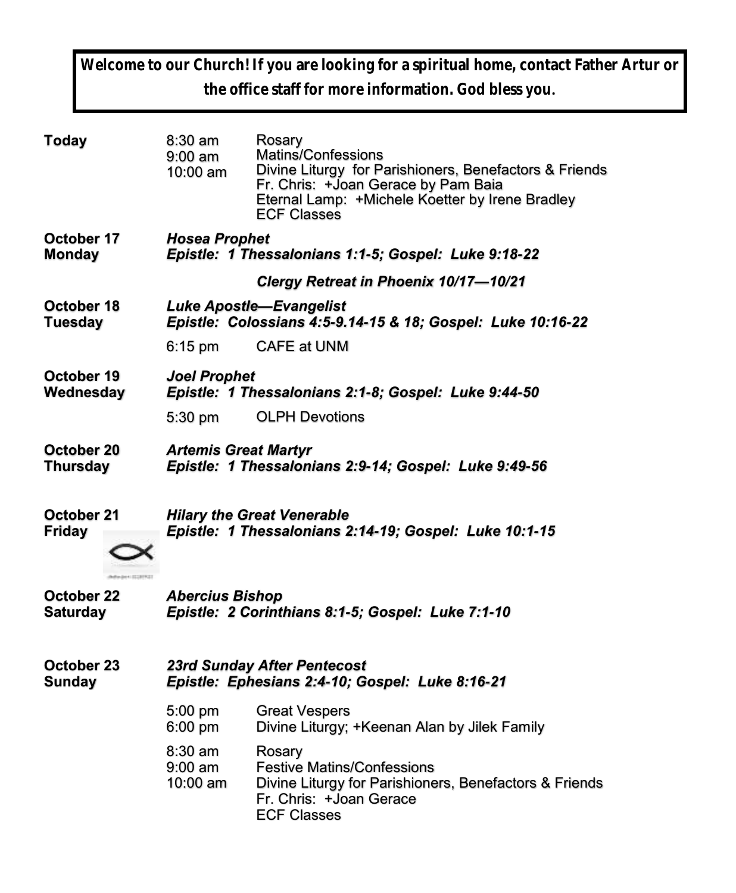**Welcome to our Church! If you are looking for a spiritual home, contact Father Artur or the office staff for more information. God bless you.**

| | | |
|---|---|---|
| **Today** | 8:30 am<br>9:00 am<br>10:00 am | Rosary<br>Matins/Confessions<br>Divine Liturgy for Parishioners, Benefactors & Friends<br>Fr. Chris: +Joan Gerace by Pam Baia<br>Eternal Lamp: +Michele Koetter by Irene Bradley<br>ECF Classes |
| **October 17 Monday** | ***Hosea Prophet***<br>***Epistle: 1 Thessalonians 1:1-5; Gospel: Luke 9:18-22*** | |
| | | ***Clergy Retreat in Phoenix 10/17—10/21*** |
| **October 18 Tuesday** | ***Luke Apostle—Evangelist***<br>***Epistle: Colossians 4:5-9.14-15 & 18; Gospel: Luke 10:16-22*** | |
| | 6:15 pm | CAFE at UNM |
| **October 19 Wednesday** | ***Joel Prophet***<br>***Epistle: 1 Thessalonians 2:1-8; Gospel: Luke 9:44-50*** | |
| | 5:30 pm | OLPH Devotions |
| **October 20 Thursday** | ***Artemis Great Martyr***<br>***Epistle: 1 Thessalonians 2:9-14; Gospel: Luke 9:49-56*** | |
| **October 21 Friday** | ***Hilary the Great Venerable***<br>***Epistle: 1 Thessalonians 2:14-19; Gospel: Luke 10:1-15*** | |
| **October 22 Saturday** | ***Abercius Bishop***<br>***Epistle: 2 Corinthians 8:1-5; Gospel: Luke 7:1-10*** | |
| **October 23 Sunday** | ***23rd Sunday After Pentecost***<br>***Epistle: Ephesians 2:4-10; Gospel: Luke 8:16-21*** | |
| | 5:00 pm<br>6:00 pm | Great Vespers<br>Divine Liturgy; +Keenan Alan by Jilek Family |
| | 8:30 am<br>9:00 am<br>10:00 am | Rosary<br>Festive Matins/Confessions<br>Divine Liturgy for Parishioners, Benefactors & Friends<br>Fr. Chris: +Joan Gerace<br>ECF Classes |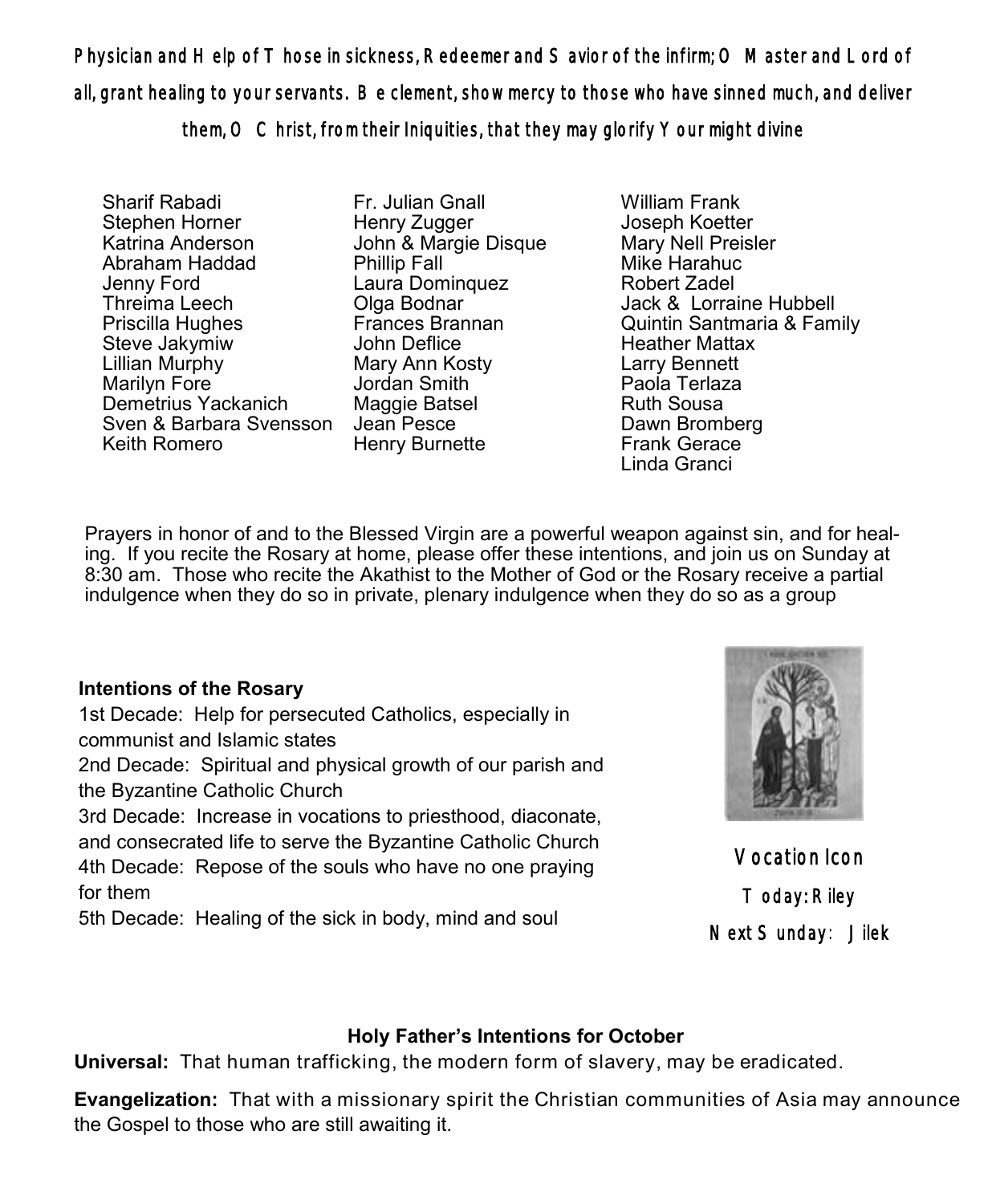**Physician and Help of Those in sickness, Redeemer and Savior of the infirm; O Master and Lord of all, grant healing to your servants. Be clement, show mercy to those who have sinned much, and deliver them, O Christ, from their Iniquities, that they may glorify Your might divine**

Sharif Rabadi
Stephen Horner
Katrina Anderson
Abraham Haddad
Jenny Ford
Threima Leech
Priscilla Hughes
Steve Jakymiw
Lillian Murphy
Marilyn Fore
Demetrius Yackanich
Sven & Barbara Svensson
Keith Romero
Fr. Julian Gnall
Henry Zugger
John & Margie Disque
Phillip Fall
Laura Dominquez
Olga Bodnar
Frances Brannan
John Deflice
Mary Ann Kosty
Jordan Smith
Maggie Batsel
Jean Pesce
Henry Burnette
William Frank
Joseph Koetter
Mary Nell Preisler
Mike Harahuc
Robert Zadel
Jack & Lorraine Hubbell
Quintin Santmaria & Family
Heather Mattax
Larry Bennett
Paola Terlaza
Ruth Sousa
Dawn Bromberg
Frank Gerace
Linda Granci

Prayers in honor of and to the Blessed Virgin are a powerful weapon against sin, and for healing. If you recite the Rosary at home, please offer these intentions, and join us on Sunday at 8:30 am. Those who recite the Akathist to the Mother of God or the Rosary receive a partial indulgence when they do so in private, plenary indulgence when they do so as a group

**Intentions of the Rosary**

1st Decade: Help for persecuted Catholics, especially in communist and Islamic states
2nd Decade: Spiritual and physical growth of our parish and the Byzantine Catholic Church
3rd Decade: Increase in vocations to priesthood, diaconate, and consecrated life to serve the Byzantine Catholic Church
4th Decade: Repose of the souls who have no one praying for them
5th Decade: Healing of the sick in body, mind and soul

Vocation Icon
Today: Riley
Next Sunday: Jilek

### Holy Father's Intentions for October

**Universal:** That human trafficking, the modern form of slavery, may be eradicated.

**Evangelization:** That with a missionary spirit the Christian communities of Asia may announce the Gospel to those who are still awaiting it.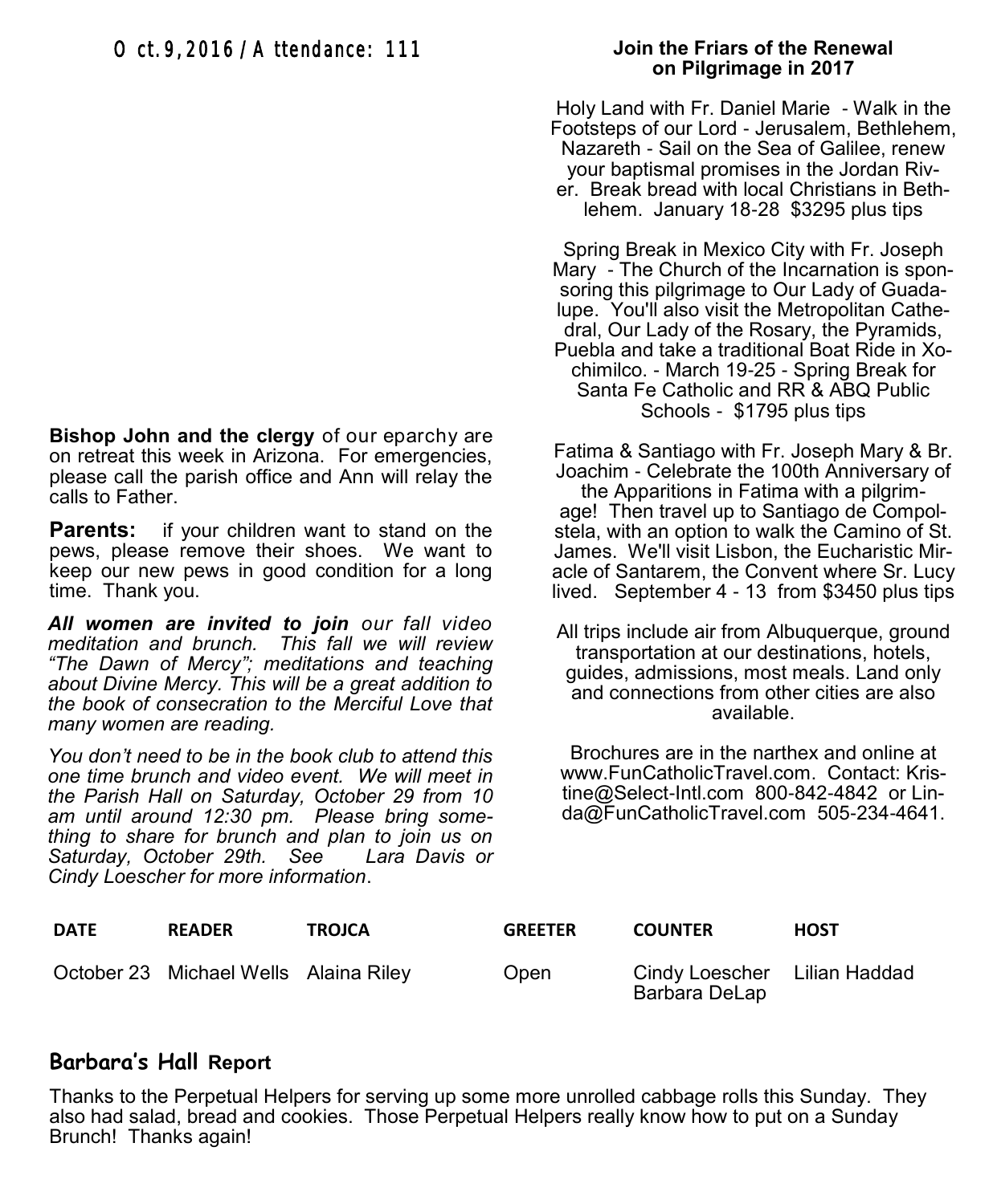Oct. 9, 2016 / Attendance: 111

**Bishop John and the clergy** of our eparchy are on retreat this week in Arizona. For emergencies, please call the parish office and Ann will relay the calls to Father.

**Parents:** if your children want to stand on the pews, please remove their shoes. We want to keep our new pews in good condition for a long time. Thank you.

***All women are invited to join*** *our fall video meditation and brunch. This fall we will review "The Dawn of Mercy"; meditations and teaching about Divine Mercy. This will be a great addition to the book of consecration to the Merciful Love that many women are reading.*

*You don't need to be in the book club to attend this one time brunch and video event. We will meet in the Parish Hall on Saturday, October 29 from 10 am until around 12:30 pm. Please bring something to share for brunch and plan to join us on Saturday, October 29th. See Lara Davis or Cindy Loescher for more information*.

## Join the Friars of the Renewal on Pilgrimage in 2017

Holy Land with Fr. Daniel Marie - Walk in the Footsteps of our Lord - Jerusalem, Bethlehem, Nazareth - Sail on the Sea of Galilee, renew your baptismal promises in the Jordan River. Break bread with local Christians in Bethlehem. January 18-28 $3295 plus tips

Spring Break in Mexico City with Fr. Joseph Mary - The Church of the Incarnation is sponsoring this pilgrimage to Our Lady of Guadalupe. You'll also visit the Metropolitan Cathedral, Our Lady of the Rosary, the Pyramids, Puebla and take a traditional Boat Ride in Xochimilco. - March 19-25 - Spring Break for Santa Fe Catholic and RR & ABQ Public Schools - $1795 plus tips

Fatima & Santiago with Fr. Joseph Mary & Br. Joachim - Celebrate the 100th Anniversary of the Apparitions in Fatima with a pilgrimage! Then travel up to Santiago de Compolstela, with an option to walk the Camino of St. James. We'll visit Lisbon, the Eucharistic Miracle of Santarem, the Convent where Sr. Lucy lived. September 4 - 13 from $3450 plus tips

All trips include air from Albuquerque, ground transportation at our destinations, hotels, guides, admissions, most meals. Land only and connections from other cities are also available.

Brochures are in the narthex and online at www.FunCatholicTravel.com. Contact: Kristine@Select-Intl.com 800-842-4842 or Linda@FunCatholicTravel.com 505-234-4641.

| DATE | READER | TROJCA | GREETER | COUNTER | HOST |
|---|---|---|---|---|---|
| October 23 | Michael Wells | Alaina Riley | Open | Cindy Loescher Barbara DeLap | Lilian Haddad |

## Barbara's Hall Report

Thanks to the Perpetual Helpers for serving up some more unrolled cabbage rolls this Sunday. They also had salad, bread and cookies. Those Perpetual Helpers really know how to put on a Sunday Brunch! Thanks again!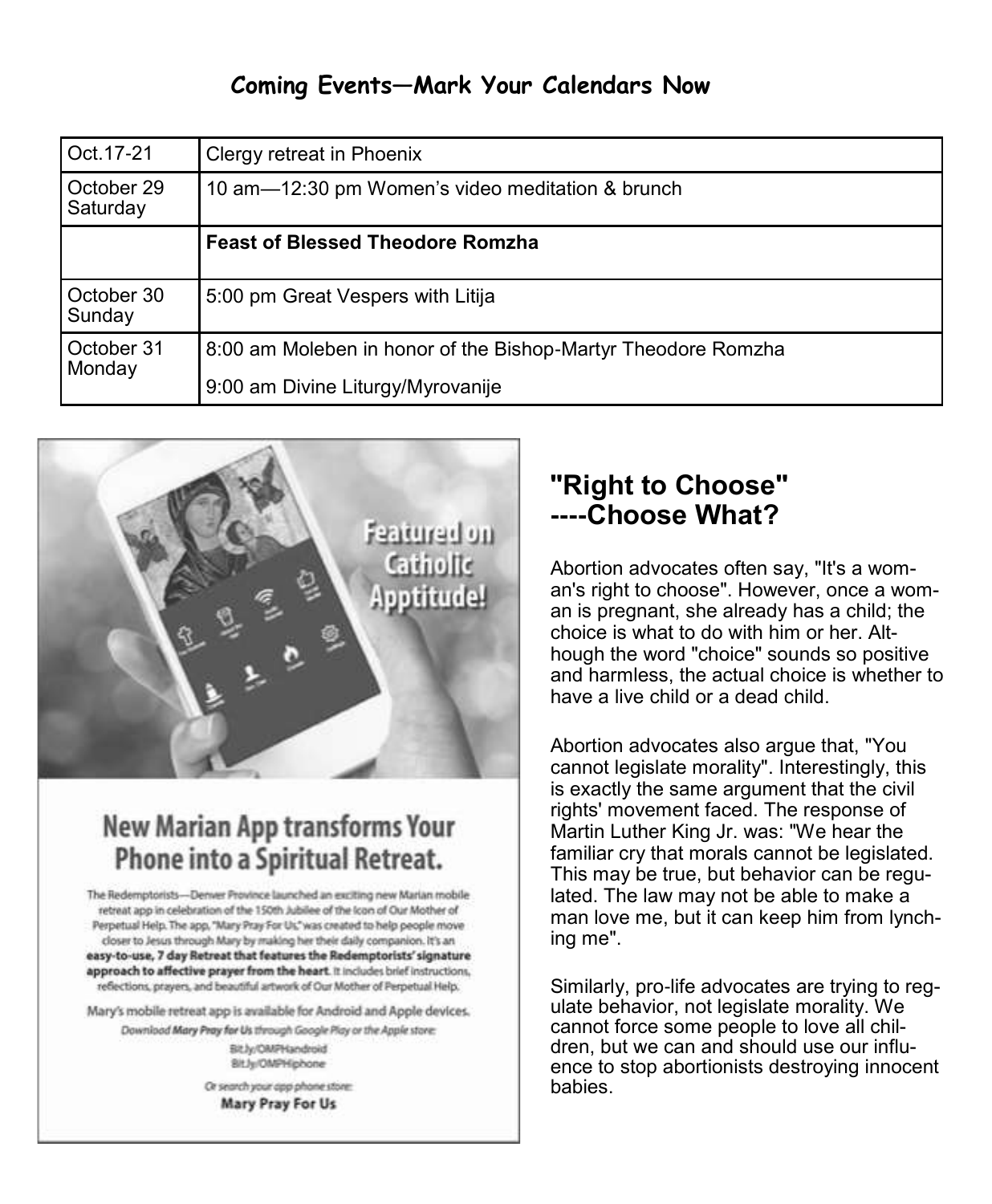## Coming Events—Mark Your Calendars Now

| | |
|---|---|
| Oct.17-21 | Clergy retreat in Phoenix |
| October 29 Saturday | 10 am—12:30 pm Women's video meditation & brunch |
| | **Feast of Blessed Theodore Romzha** |
| October 30 Sunday | 5:00 pm Great Vespers with Litija |
| October 31 Monday | 8:00 am Moleben in honor of the Bishop-Martyr Theodore Romzha<br>9:00 am Divine Liturgy/Myrovanije |

Featured on Catholic Apptitude!

## New Marian App transforms Your Phone into a Spiritual Retreat.

The Redemptorists—Denver Province launched an exciting new Marian mobile retreat app in celebration of the 150th Jubilee of the Icon of Our Mother of Perpetual Help. The app, "Mary Pray For Us," was created to help people move closer to Jesus through Mary by making her their daily companion. It's an **easy-to-use, 7 day Retreat that features the Redemptorists' signature approach to affective prayer from the heart.** It includes brief instructions, reflections, prayers, and beautiful artwork of Our Mother of Perpetual Help.

Mary's mobile retreat app is available for Android and Apple devices.

*Download **Mary Pray for Us** through Google Play or the Apple store:*

Bit.ly/OMPHandroid
Bit.ly/OMPHiphone

*Or search your app phone store:*

**Mary Pray For Us**

## "Right to Choose" ----Choose What?

Abortion advocates often say, "It's a woman's right to choose". However, once a woman is pregnant, she already has a child; the choice is what to do with him or her. Although the word "choice" sounds so positive and harmless, the actual choice is whether to have a live child or a dead child.

Abortion advocates also argue that, "You cannot legislate morality". Interestingly, this is exactly the same argument that the civil rights' movement faced. The response of Martin Luther King Jr. was: "We hear the familiar cry that morals cannot be legislated. This may be true, but behavior can be regulated. The law may not be able to make a man love me, but it can keep him from lynching me".

Similarly, pro-life advocates are trying to regulate behavior, not legislate morality. We cannot force some people to love all children, but we can and should use our influence to stop abortionists destroying innocent babies.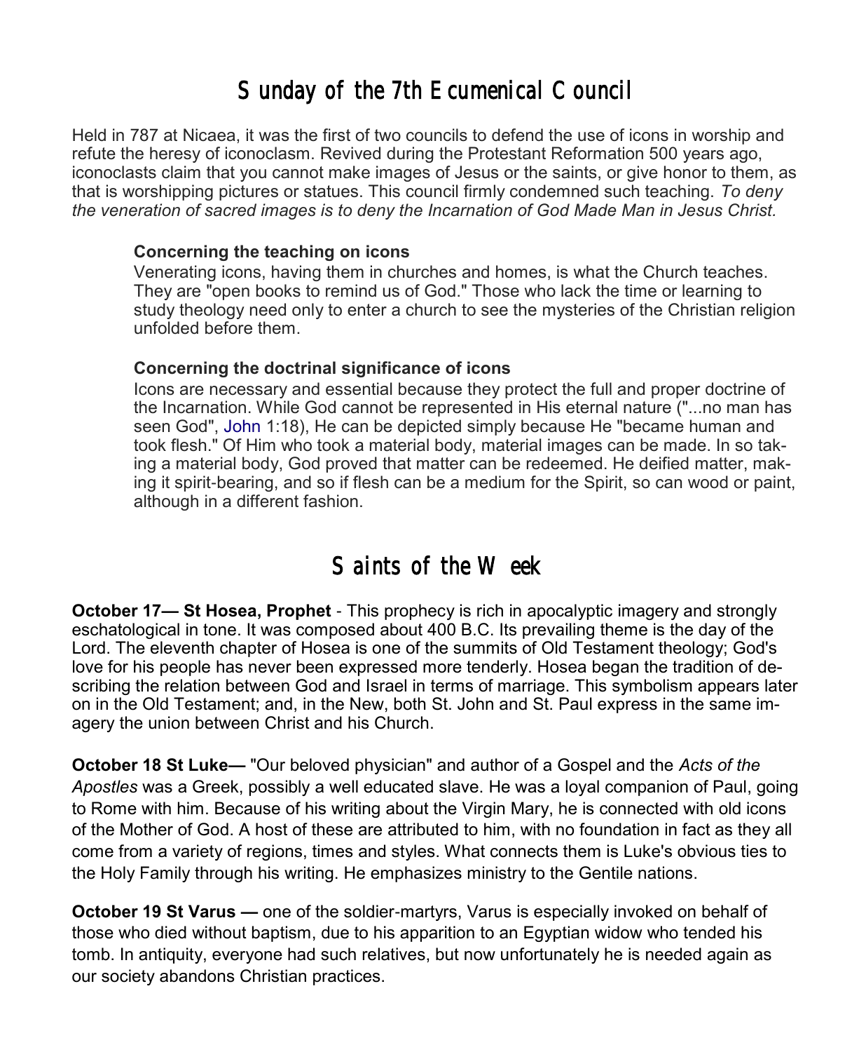# Sunday of the 7th Ecumenical Council

Held in 787 at Nicaea, it was the first of two councils to defend the use of icons in worship and refute the heresy of iconoclasm. Revived during the Protestant Reformation 500 years ago, iconoclasts claim that you cannot make images of Jesus or the saints, or give honor to them, as that is worshipping pictures or statues. This council firmly condemned such teaching. *To deny the veneration of sacred images is to deny the Incarnation of God Made Man in Jesus Christ.*

> **Concerning the teaching on icons**
> Venerating icons, having them in churches and homes, is what the Church teaches. They are "open books to remind us of God." Those who lack the time or learning to study theology need only to enter a church to see the mysteries of the Christian religion unfolded before them.
>
> **Concerning the doctrinal significance of icons**
> Icons are necessary and essential because they protect the full and proper doctrine of the Incarnation. While God cannot be represented in His eternal nature ("...no man has seen God", John 1:18), He can be depicted simply because He "became human and took flesh." Of Him who took a material body, material images can be made. In so taking a material body, God proved that matter can be redeemed. He deified matter, making it spirit-bearing, and so if flesh can be a medium for the Spirit, so can wood or paint, although in a different fashion.

# Saints of the Week

**October 17— St Hosea, Prophet** - This prophecy is rich in apocalyptic imagery and strongly eschatological in tone. It was composed about 400 B.C. Its prevailing theme is the day of the Lord. The eleventh chapter of Hosea is one of the summits of Old Testament theology; God's love for his people has never been expressed more tenderly. Hosea began the tradition of describing the relation between God and Israel in terms of marriage. This symbolism appears later on in the Old Testament; and, in the New, both St. John and St. Paul express in the same imagery the union between Christ and his Church.

**October 18 St Luke—** "Our beloved physician" and author of a Gospel and the *Acts of the Apostles* was a Greek, possibly a well educated slave. He was a loyal companion of Paul, going to Rome with him. Because of his writing about the Virgin Mary, he is connected with old icons of the Mother of God. A host of these are attributed to him, with no foundation in fact as they all come from a variety of regions, times and styles. What connects them is Luke's obvious ties to the Holy Family through his writing. He emphasizes ministry to the Gentile nations.

**October 19 St Varus —** one of the soldier-martyrs, Varus is especially invoked on behalf of those who died without baptism, due to his apparition to an Egyptian widow who tended his tomb. In antiquity, everyone had such relatives, but now unfortunately he is needed again as our society abandons Christian practices.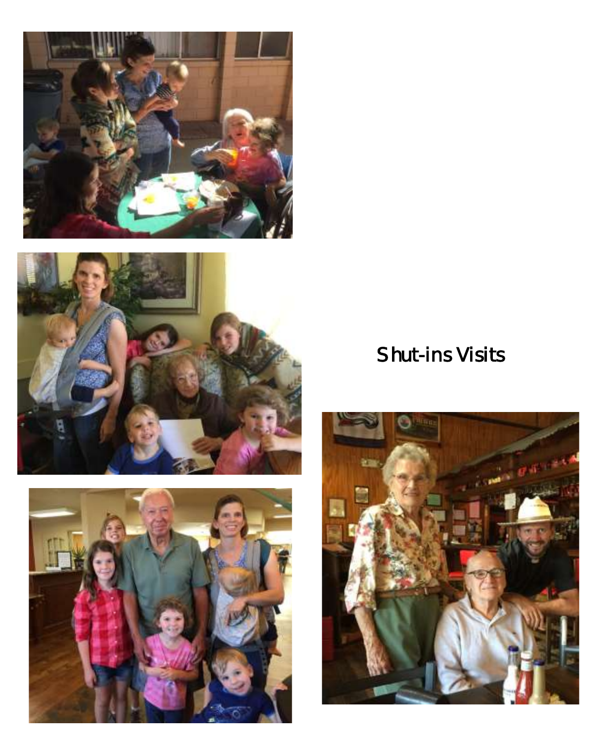Shut-ins Visits